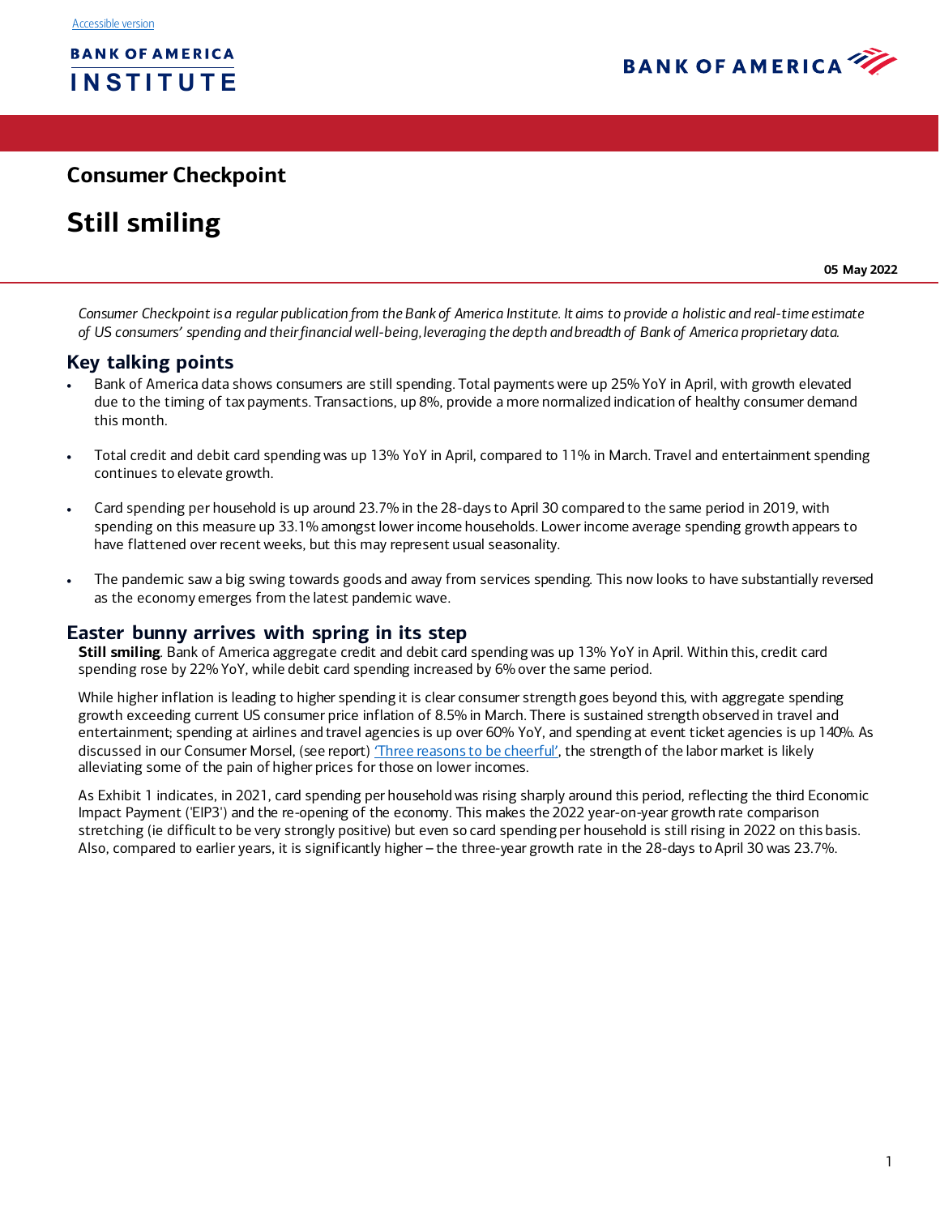Accessible version

BANK OF AMERICA INSTITUTE

BANK OF AMERICA

## Consumer Checkpoint

# Still smiling

**05 May 2022**

*Consumer Checkpoint is a regular publication from the Bank of America Institute. It aims to provide a holistic and real-time estimate of US consumers' spending and their financial well-being, leveraging the depth and breadth of Bank of America proprietary data.*

## Key talking points

- Bank of America data shows consumers are still spending. Total payments were up 25% YoY in April, with growth elevated due to the timing of tax payments. Transactions, up 8%, provide a more normalized indication of healthy consumer demand this month.
- Total credit and debit card spending was up 13% YoY in April, compared to 11% in March. Travel and entertainment spending continues to elevate growth.
- Card spending per household is up around 23.7% in the 28-days to April 30 compared to the same period in 2019, with spending on this measure up 33.1% amongst lower income households. Lower income average spending growth appears to have flattened over recent weeks, but this may represent usual seasonality.
- The pandemic saw a big swing towards goods and away from services spending. This now looks to have substantially reversed as the economy emerges from the latest pandemic wave.

## Easter bunny arrives with spring in its step

**Still smiling**. Bank of America aggregate credit and debit card spending was up 13% YoY in April. Within this, credit card spending rose by 22% YoY, while debit card spending increased by 6% over the same period.

While higher inflation is leading to higher spending it is clear consumer strength goes beyond this, with aggregate spending growth exceeding current US consumer price inflation of 8.5% in March. There is sustained strength observed in travel and entertainment; spending at airlines and travel agencies is up over 60% YoY, and spending at event ticket agencies is up 140%. As discussed in our Consumer Morsel, (see report) 'Three reasons to be cheerful', the strength of the labor market is likely alleviating some of the pain of higher prices for those on lower incomes.

As Exhibit 1 indicates, in 2021, card spending per household was rising sharply around this period, reflecting the third Economic Impact Payment ('EIP3') and the re-opening of the economy. This makes the 2022 year-on-year growth rate comparison stretching (ie difficult to be very strongly positive) but even so card spending per household is still rising in 2022 on this basis. Also, compared to earlier years, it is significantly higher – the three-year growth rate in the 28-days to April 30 was 23.7%.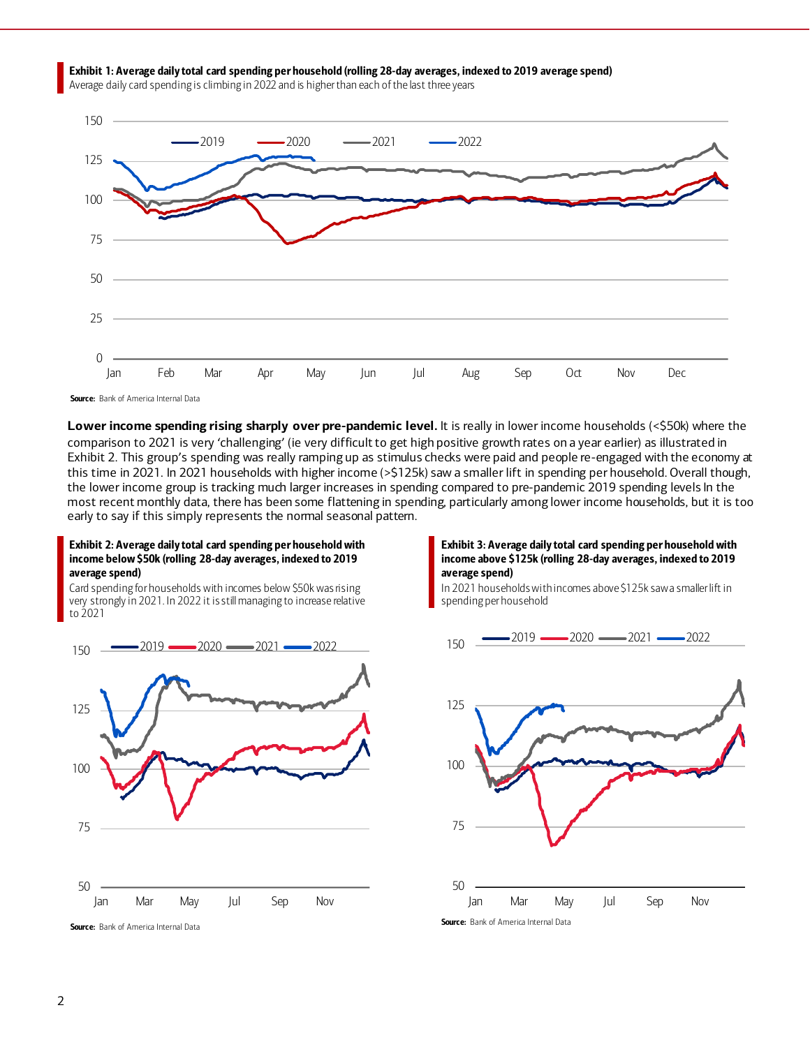**Exhibit 1: Average daily total card spending per household (rolling 28-day averages, indexed to 2019 average spend)**

Average daily card spending is climbing in 2022 and is higher than each of the last three years

Source: Bank of America Internal Data

**Lower income spending rising sharply over pre-pandemic level.** It is really in lower income households (<$50k) where the comparison to 2021 is very 'challenging' (ie very difficult to get high positive growth rates on a year earlier) as illustrated in Exhibit 2. This group's spending was really ramping up as stimulus checks were paid and people re-engaged with the economy at this time in 2021. In 2021 households with higher income (>$125k) saw a smaller lift in spending per household. Overall though, the lower income group is tracking much larger increases in spending compared to pre-pandemic 2019 spending levels In the most recent monthly data, there has been some flattening in spending, particularly among lower income households, but it is too early to say if this simply represents the normal seasonal pattern.

**Exhibit 2: Average daily total card spending per household with income below $50k (rolling 28-day averages, indexed to 2019 average spend)**

Card spending for households with incomes below $50k was rising very strongly in 2021. In 2022 it is still managing to increase relative to 2021

Source: Bank of America Internal Data

**Exhibit 3: Average daily total card spending per household with income above $125k (rolling 28-day averages, indexed to 2019 average spend)**

In 2021 households with incomes above $125k saw a smaller lift in spending per household

Source: Bank of America Internal Data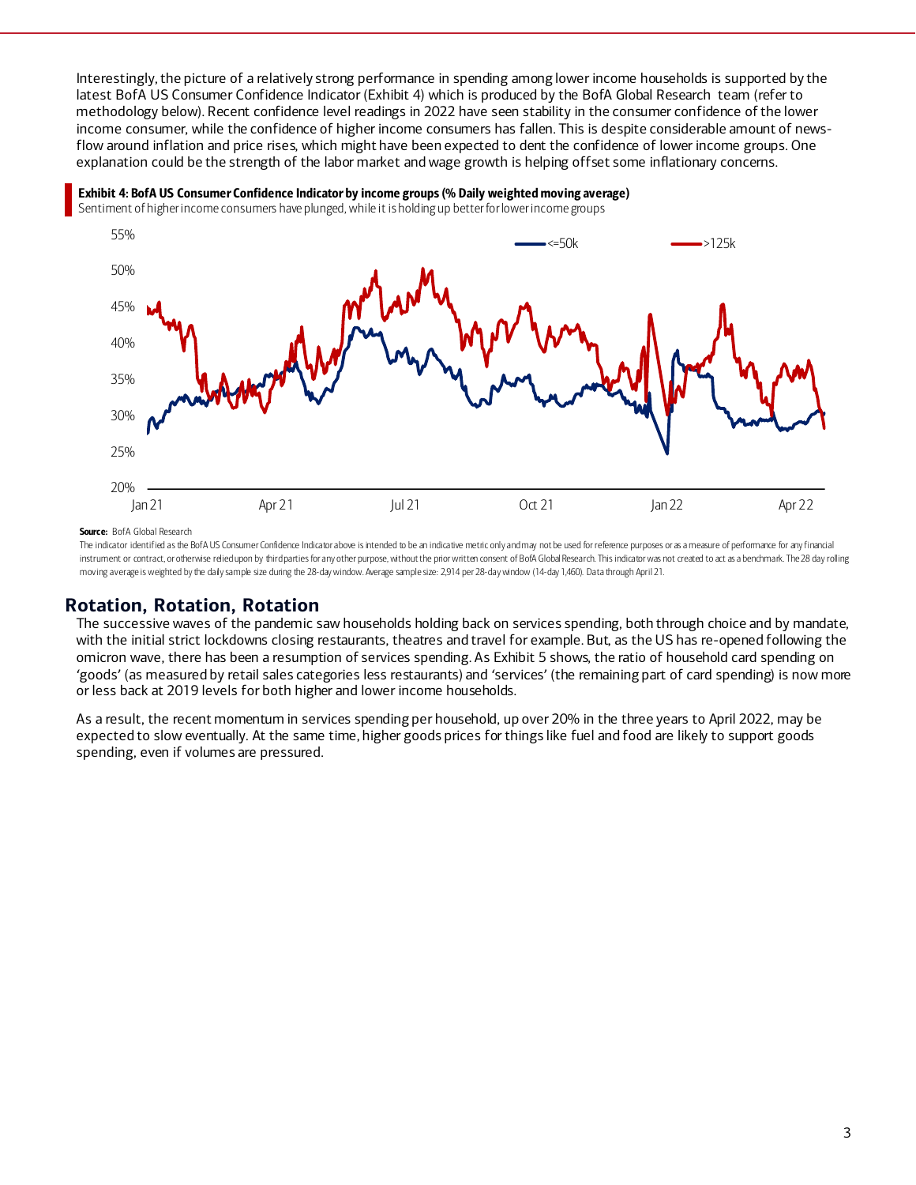Interestingly, the picture of a relatively strong performance in spending among lower income households is supported by the latest BofA US Consumer Confidence Indicator (Exhibit 4) which is produced by the BofA Global Research team (refer to methodology below). Recent confidence level readings in 2022 have seen stability in the consumer confidence of the lower income consumer, while the confidence of higher income consumers has fallen. This is despite considerable amount of news-flow around inflation and price rises, which might have been expected to dent the confidence of lower income groups. One explanation could be the strength of the labor market and wage growth is helping offset some inflationary concerns.

**Exhibit 4: BofA US Consumer Confidence Indicator by income groups (% Daily weighted moving average)**

Sentiment of higher income consumers have plunged, while it is holding up better for lower income groups

**Source:** BofA Global Research

The indicator identified as the BofA US Consumer Confidence Indicator above is intended to be an indicative metric only and may not be used for reference purposes or as a measure of performance for any financial instrument or contract, or otherwise relied upon by third parties for any other purpose, without the prior written consent of BofA Global Research. This indicator was not created to act as a benchmark. The 28 day rolling moving average is weighted by the daily sample size during the 28-day window. Average sample size: 2,914 per 28-day window (14-day 1,460). Data through April 21.

## Rotation, Rotation, Rotation

The successive waves of the pandemic saw households holding back on services spending, both through choice and by mandate, with the initial strict lockdowns closing restaurants, theatres and travel for example. But, as the US has re-opened following the omicron wave, there has been a resumption of services spending. As Exhibit 5 shows, the ratio of household card spending on 'goods' (as measured by retail sales categories less restaurants) and 'services' (the remaining part of card spending) is now more or less back at 2019 levels for both higher and lower income households.

As a result, the recent momentum in services spending per household, up over 20% in the three years to April 2022, may be expected to slow eventually. At the same time, higher goods prices for things like fuel and food are likely to support goods spending, even if volumes are pressured.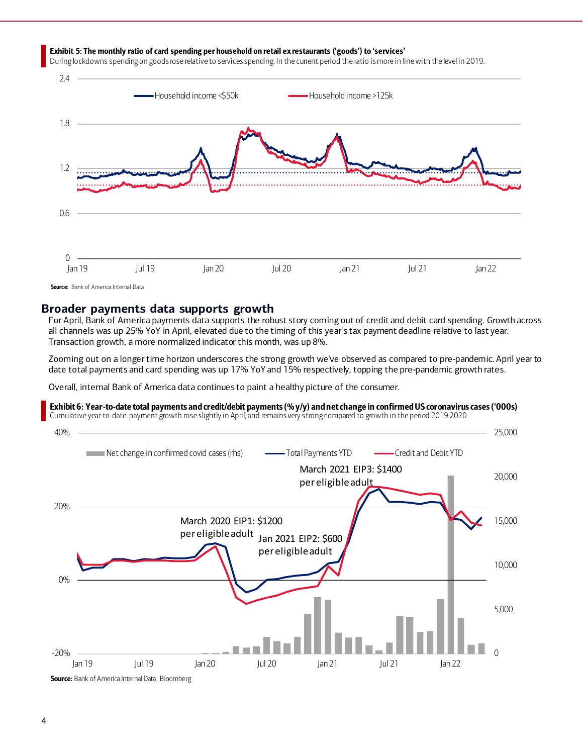**Exhibit 5: The monthly ratio of card spending per household on retail ex restaurants ('goods') to 'services'**

During lockdowns spending on goods rose relative to services spending. In the current period the ratio is more in line with the level in 2019.

**Source:** Bank of America Internal Data

## Broader payments data supports growth

For April, Bank of America payments data supports the robust story coming out of credit and debit card spending. Growth across all channels was up 25% YoY in April, elevated due to the timing of this year's tax payment deadline relative to last year. Transaction growth, a more normalized indicator this month, was up 8%.

Zooming out on a longer time horizon underscores the strong growth we've observed as compared to pre-pandemic. April year to date total payments and card spending was up 17% YoY and 15% respectively, topping the pre-pandemic growth rates.

Overall, internal Bank of America data continues to paint a healthy picture of the consumer.

**Exhibit 6: Year-to-date total payments and credit/debit payments (% y/y) and net change in confirmed US coronavirus cases ('000s)**

Cumulative year-to-date payment growth rose slightly in April, and remains very strong compared to growth in the period 2019-2020

**Source:** Bank of America Internal Data , Bloomberg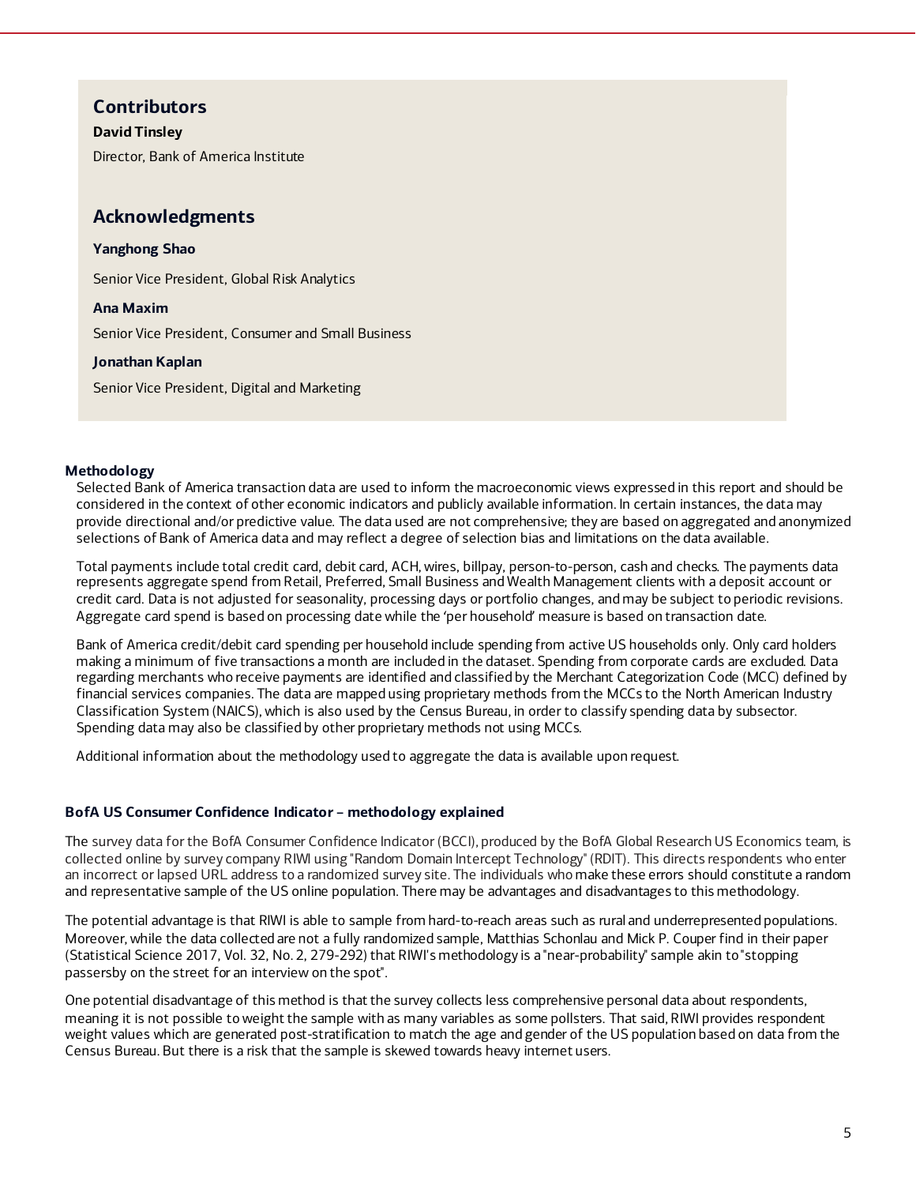## Contributors

**David Tinsley**

Director, Bank of America Institute

## Acknowledgments

**Yanghong Shao**

Senior Vice President, Global Risk Analytics

**Ana Maxim**

Senior Vice President, Consumer and Small Business

**Jonathan Kaplan**

Senior Vice President, Digital and Marketing

### Methodology

Selected Bank of America transaction data are used to inform the macroeconomic views expressed in this report and should be considered in the context of other economic indicators and publicly available information. In certain instances, the data may provide directional and/or predictive value. The data used are not comprehensive; they are based on aggregated and anonymized selections of Bank of America data and may reflect a degree of selection bias and limitations on the data available.

Total payments include total credit card, debit card, ACH, wires, billpay, person-to-person, cash and checks. The payments data represents aggregate spend from Retail, Preferred, Small Business and Wealth Management clients with a deposit account or credit card. Data is not adjusted for seasonality, processing days or portfolio changes, and may be subject to periodic revisions. Aggregate card spend is based on processing date while the 'per household' measure is based on transaction date.

Bank of America credit/debit card spending per household include spending from active US households only. Only card holders making a minimum of five transactions a month are included in the dataset. Spending from corporate cards are excluded. Data regarding merchants who receive payments are identified and classified by the Merchant Categorization Code (MCC) defined by financial services companies. The data are mapped using proprietary methods from the MCCs to the North American Industry Classification System (NAICS), which is also used by the Census Bureau, in order to classify spending data by subsector. Spending data may also be classified by other proprietary methods not using MCCs.

Additional information about the methodology used to aggregate the data is available upon request.

### BofA US Consumer Confidence Indicator – methodology explained

The survey data for the BofA Consumer Confidence Indicator (BCCI), produced by the BofA Global Research US Economics team, is collected online by survey company RIWI using "Random Domain Intercept Technology" (RDIT). This directs respondents who enter an incorrect or lapsed URL address to a randomized survey site. The individuals who make these errors should constitute a random and representative sample of the US online population. There may be advantages and disadvantages to this methodology.

The potential advantage is that RIWI is able to sample from hard-to-reach areas such as rural and underrepresented populations. Moreover, while the data collected are not a fully randomized sample, Matthias Schonlau and Mick P. Couper find in their paper (Statistical Science 2017, Vol. 32, No. 2, 279-292) that RIWI's methodology is a "near-probability" sample akin to "stopping passersby on the street for an interview on the spot".

One potential disadvantage of this method is that the survey collects less comprehensive personal data about respondents, meaning it is not possible to weight the sample with as many variables as some pollsters. That said, RIWI provides respondent weight values which are generated post-stratification to match the age and gender of the US population based on data from the Census Bureau. But there is a risk that the sample is skewed towards heavy internet users.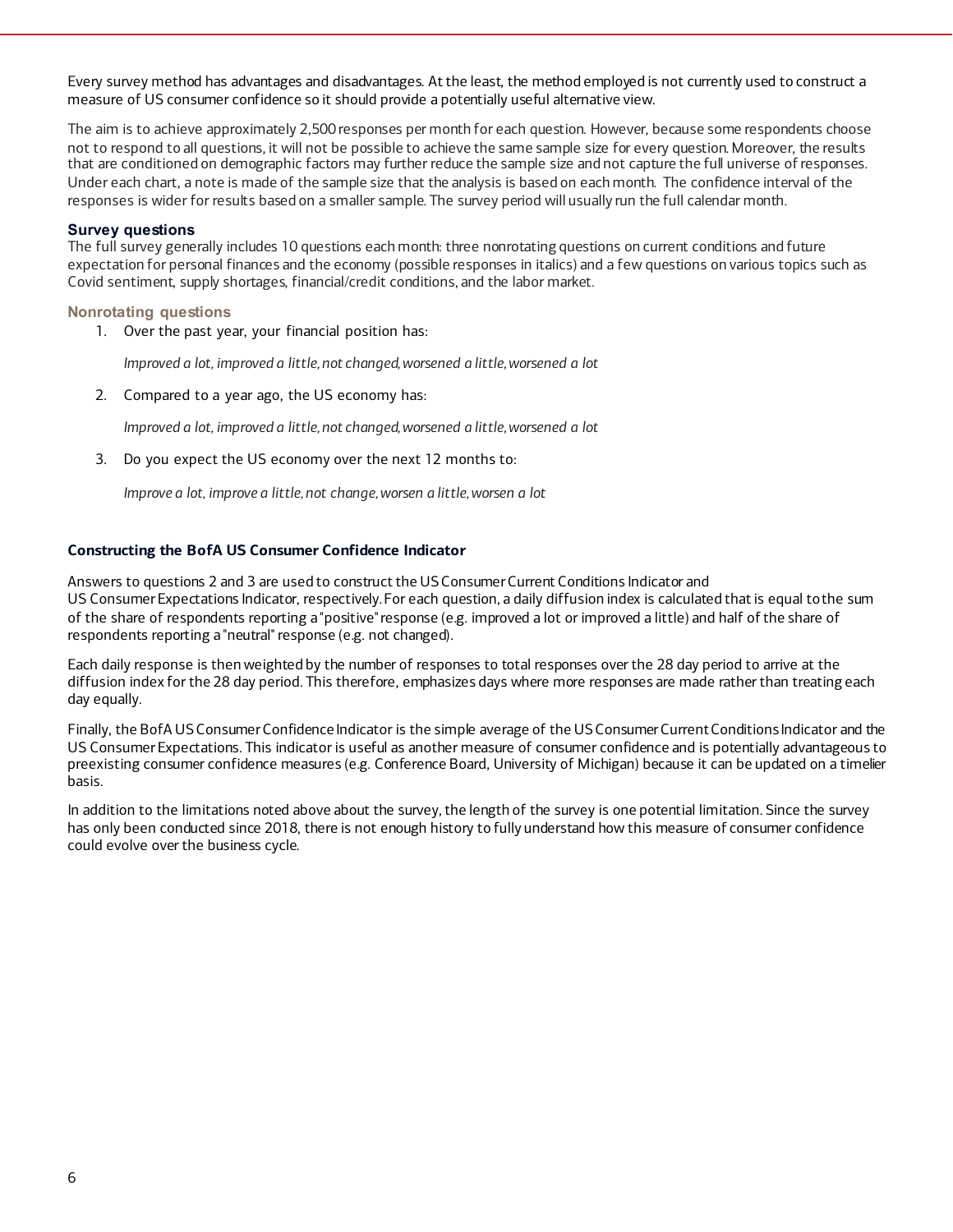Every survey method has advantages and disadvantages. At the least, the method employed is not currently used to construct a measure of US consumer confidence so it should provide a potentially useful alternative view.

The aim is to achieve approximately 2,500 responses per month for each question. However, because some respondents choose not to respond to all questions, it will not be possible to achieve the same sample size for every question. Moreover, the results that are conditioned on demographic factors may further reduce the sample size and not capture the full universe of responses. Under each chart, a note is made of the sample size that the analysis is based on each month. The confidence interval of the responses is wider for results based on a smaller sample. The survey period will usually run the full calendar month.

### Survey questions

The full survey generally includes 10 questions each month: three nonrotating questions on current conditions and future expectation for personal finances and the economy (possible responses in italics) and a few questions on various topics such as Covid sentiment, supply shortages, financial/credit conditions, and the labor market.

#### Nonrotating questions

1. Over the past year, your financial position has:

   *Improved a lot, improved a little, not changed, worsened a little, worsened a lot*

2. Compared to a year ago, the US economy has:

   *Improved a lot, improved a little, not changed, worsened a little, worsened a lot*

3. Do you expect the US economy over the next 12 months to:

   *Improve a lot, improve a little, not change, worsen a little, worsen a lot*

### Constructing the BofA US Consumer Confidence Indicator

Answers to questions 2 and 3 are used to construct the US Consumer Current Conditions Indicator and US Consumer Expectations Indicator, respectively. For each question, a daily diffusion index is calculated that is equal to the sum of the share of respondents reporting a "positive" response (e.g. improved a lot or improved a little) and half of the share of respondents reporting a "neutral" response (e.g. not changed).

Each daily response is then weighted by the number of responses to total responses over the 28 day period to arrive at the diffusion index for the 28 day period. This therefore, emphasizes days where more responses are made rather than treating each day equally.

Finally, the BofA US Consumer Confidence Indicator is the simple average of the US Consumer Current Conditions Indicator and the US Consumer Expectations. This indicator is useful as another measure of consumer confidence and is potentially advantageous to preexisting consumer confidence measures (e.g. Conference Board, University of Michigan) because it can be updated on a timelier basis.

In addition to the limitations noted above about the survey, the length of the survey is one potential limitation. Since the survey has only been conducted since 2018, there is not enough history to fully understand how this measure of consumer confidence could evolve over the business cycle.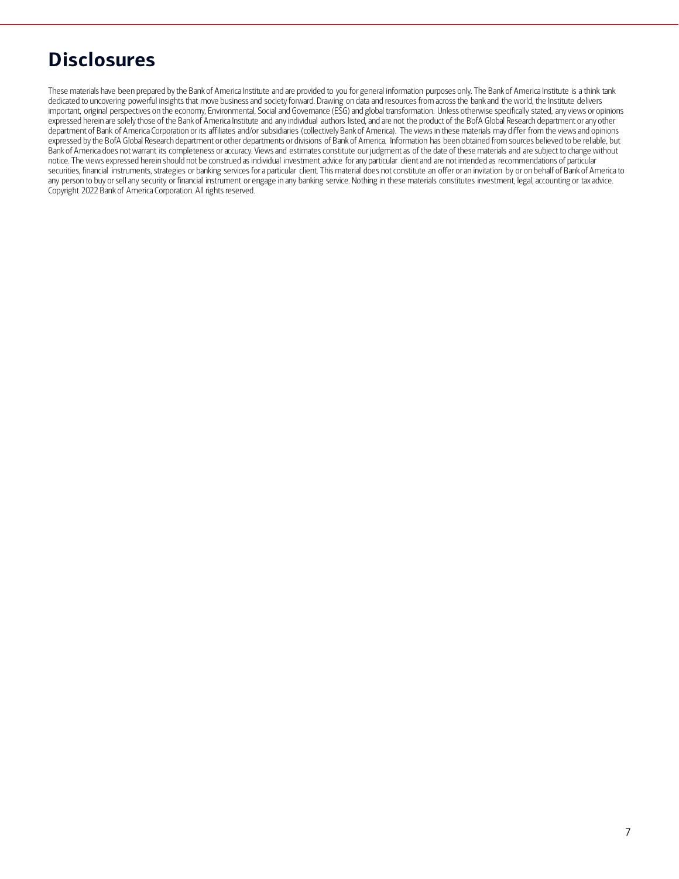# Disclosures

These materials have been prepared by the Bank of America Institute and are provided to you for general information purposes only. The Bank of America Institute is a think tank dedicated to uncovering powerful insights that move business and society forward. Drawing on data and resources from across the bank and the world, the Institute delivers important, original perspectives on the economy, Environmental, Social and Governance (ESG) and global transformation. Unless otherwise specifically stated, any views or opinions expressed herein are solely those of the Bank of America Institute and any individual authors listed, and are not the product of the BofA Global Research department or any other department of Bank of America Corporation or its affiliates and/or subsidiaries (collectively Bank of America). The views in these materials may differ from the views and opinions expressed by the BofA Global Research department or other departments or divisions of Bank of America. Information has been obtained from sources believed to be reliable, but Bank of America does not warrant its completeness or accuracy. Views and estimates constitute our judgment as of the date of these materials and are subject to change without notice. The views expressed herein should not be construed as individual investment advice for any particular client and are not intended as recommendations of particular securities, financial instruments, strategies or banking services for a particular client. This material does not constitute an offer or an invitation by or on behalf of Bank of America to any person to buy or sell any security or financial instrument or engage in any banking service. Nothing in these materials constitutes investment, legal, accounting or tax advice. Copyright 2022 Bank of America Corporation. All rights reserved.